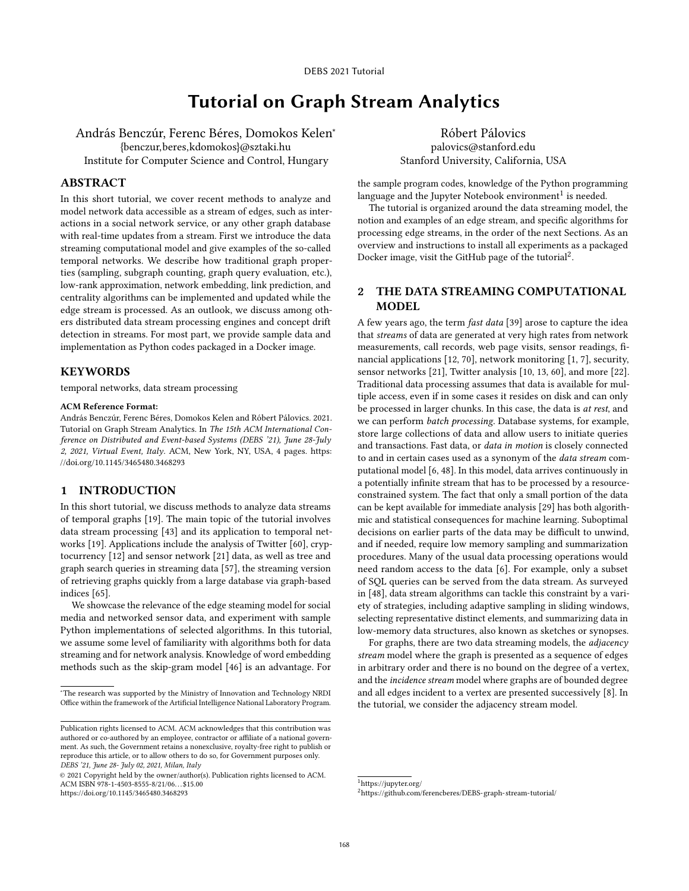# Tutorial on Graph Stream Analytics

András Benczúr, Ferenc Béres, Domokos Kelen*
{benczur,beres,kdomokos}@sztaki.hu
Institute for Computer Science and Control, Hungary

Róbert Pálovics
palovics@stanford.edu
Stanford University, California, USA

## ABSTRACT

In this short tutorial, we cover recent methods to analyze and model network data accessible as a stream of edges, such as interactions in a social network service, or any other graph database with real-time updates from a stream. First we introduce the data streaming computational model and give examples of the so-called temporal networks. We describe how traditional graph properties (sampling, subgraph counting, graph query evaluation, etc.), low-rank approximation, network embedding, link prediction, and centrality algorithms can be implemented and updated while the edge stream is processed. As an outlook, we discuss among others distributed data stream processing engines and concept drift detection in streams. For most part, we provide sample data and implementation as Python codes packaged in a Docker image.

## KEYWORDS

temporal networks, data stream processing

**ACM Reference Format:**

András Benczúr, Ferenc Béres, Domokos Kelen and Róbert Pálovics. 2021. Tutorial on Graph Stream Analytics. In *The 15th ACM International Conference on Distributed and Event-based Systems (DEBS '21), June 28-July 2, 2021, Virtual Event, Italy.* ACM, New York, NY, USA, 4 pages. https://doi.org/10.1145/3465480.3468293

## 1 INTRODUCTION

In this short tutorial, we discuss methods to analyze data streams of temporal graphs [19]. The main topic of the tutorial involves data stream processing [43] and its application to temporal networks [19]. Applications include the analysis of Twitter [60], cryptocurrency [12] and sensor network [21] data, as well as tree and graph search queries in streaming data [57], the streaming version of retrieving graphs quickly from a large database via graph-based indices [65].

We showcase the relevance of the edge steaming model for social media and networked sensor data, and experiment with sample Python implementations of selected algorithms. In this tutorial, we assume some level of familiarity with algorithms both for data streaming and for network analysis. Knowledge of word embedding methods such as the skip-gram model [46] is an advantage. For the sample program codes, knowledge of the Python programming language and the Jupyter Notebook environment[1] is needed.

The tutorial is organized around the data streaming model, the notion and examples of an edge stream, and specific algorithms for processing edge streams, in the order of the next Sections. As an overview and instructions to install all experiments as a packaged Docker image, visit the GitHub page of the tutorial[2].

## 2 THE DATA STREAMING COMPUTATIONAL MODEL

A few years ago, the term *fast data* [39] arose to capture the idea that *streams* of data are generated at very high rates from network measurements, call records, web page visits, sensor readings, financial applications [12, 70], network monitoring [1, 7], security, sensor networks [21], Twitter analysis [10, 13, 60], and more [22]. Traditional data processing assumes that data is available for multiple access, even if in some cases it resides on disk and can only be processed in larger chunks. In this case, the data is *at rest*, and we can perform *batch processing*. Database systems, for example, store large collections of data and allow users to initiate queries and transactions. Fast data, or *data in motion* is closely connected to and in certain cases used as a synonym of the *data stream* computational model [6, 48]. In this model, data arrives continuously in a potentially infinite stream that has to be processed by a resource-constrained system. The fact that only a small portion of the data can be kept available for immediate analysis [29] has both algorithmic and statistical consequences for machine learning. Suboptimal decisions on earlier parts of the data may be difficult to unwind, and if needed, require low memory sampling and summarization procedures. Many of the usual data processing operations would need random access to the data [6]. For example, only a subset of SQL queries can be served from the data stream. As surveyed in [48], data stream algorithms can tackle this constraint by a variety of strategies, including adaptive sampling in sliding windows, selecting representative distinct elements, and summarizing data in low-memory data structures, also known as sketches or synopses.

For graphs, there are two data streaming models, the *adjacency stream* model where the graph is presented as a sequence of edges in arbitrary order and there is no bound on the degree of a vertex, and the *incidence stream* model where graphs are of bounded degree and all edges incident to a vertex are presented successively [8]. In the tutorial, we consider the adjacency stream model.

---

*The research was supported by the Ministry of Innovation and Technology NRDI Office within the framework of the Artificial Intelligence National Laboratory Program.

Publication rights licensed to ACM. ACM acknowledges that this contribution was authored or co-authored by an employee, contractor or affiliate of a national government. As such, the Government retains a nonexclusive, royalty-free right to publish or reproduce this article, or to allow others to do so, for Government purposes only.
*DEBS '21, June 28- July 02, 2021, Milan, Italy*
© 2021 Copyright held by the owner/author(s). Publication rights licensed to ACM.
ACM ISBN 978-1-4503-8555-8/21/06...$15.00
https://doi.org/10.1145/3465480.3468293

[1] https://jupyter.org/
[2] https://github.com/ferencberes/DEBS-graph-stream-tutorial/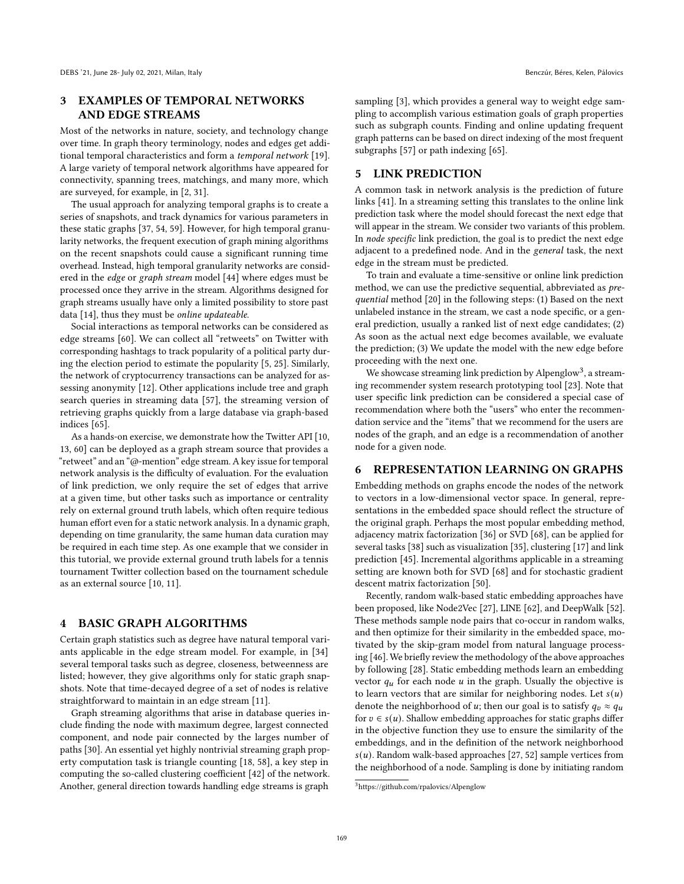## 3 EXAMPLES OF TEMPORAL NETWORKS AND EDGE STREAMS

Most of the networks in nature, society, and technology change over time. In graph theory terminology, nodes and edges get additional temporal characteristics and form a *temporal network* [19]. A large variety of temporal network algorithms have appeared for connectivity, spanning trees, matchings, and many more, which are surveyed, for example, in [2, 31].

The usual approach for analyzing temporal graphs is to create a series of snapshots, and track dynamics for various parameters in these static graphs [37, 54, 59]. However, for high temporal granularity networks, the frequent execution of graph mining algorithms on the recent snapshots could cause a significant running time overhead. Instead, high temporal granularity networks are considered in the *edge* or *graph stream* model [44] where edges must be processed once they arrive in the stream. Algorithms designed for graph streams usually have only a limited possibility to store past data [14], thus they must be *online updateable*.

Social interactions as temporal networks can be considered as edge streams [60]. We can collect all "retweets" on Twitter with corresponding hashtags to track popularity of a political party during the election period to estimate the popularity [5, 25]. Similarly, the network of cryptocurrency transactions can be analyzed for assessing anonymity [12]. Other applications include tree and graph search queries in streaming data [57], the streaming version of retrieving graphs quickly from a large database via graph-based indices [65].

As a hands-on exercise, we demonstrate how the Twitter API [10, 13, 60] can be deployed as a graph stream source that provides a "retweet" and an "@-mention" edge stream. A key issue for temporal network analysis is the difficulty of evaluation. For the evaluation of link prediction, we only require the set of edges that arrive at a given time, but other tasks such as importance or centrality rely on external ground truth labels, which often require tedious human effort even for a static network analysis. In a dynamic graph, depending on time granularity, the same human data curation may be required in each time step. As one example that we consider in this tutorial, we provide external ground truth labels for a tennis tournament Twitter collection based on the tournament schedule as an external source [10, 11].

## 4 BASIC GRAPH ALGORITHMS

Certain graph statistics such as degree have natural temporal variants applicable in the edge stream model. For example, in [34] several temporal tasks such as degree, closeness, betweenness are listed; however, they give algorithms only for static graph snapshots. Note that time-decayed degree of a set of nodes is relative straightforward to maintain in an edge stream [11].

Graph streaming algorithms that arise in database queries include finding the node with maximum degree, largest connected component, and node pair connected by the larges number of paths [30]. An essential yet highly nontrivial streaming graph property computation task is triangle counting [18, 58], a key step in computing the so-called clustering coefficient [42] of the network. Another, general direction towards handling edge streams is graph sampling [3], which provides a general way to weight edge sampling to accomplish various estimation goals of graph properties such as subgraph counts. Finding and online updating frequent graph patterns can be based on direct indexing of the most frequent subgraphs [57] or path indexing [65].

## 5 LINK PREDICTION

A common task in network analysis is the prediction of future links [41]. In a streaming setting this translates to the online link prediction task where the model should forecast the next edge that will appear in the stream. We consider two variants of this problem. In *node specific* link prediction, the goal is to predict the next edge adjacent to a predefined node. And in the *general* task, the next edge in the stream must be predicted.

To train and evaluate a time-sensitive or online link prediction method, we can use the predictive sequential, abbreviated as *prequential* method [20] in the following steps: (1) Based on the next unlabeled instance in the stream, we cast a node specific, or a general prediction, usually a ranked list of next edge candidates; (2) As soon as the actual next edge becomes available, we evaluate the prediction; (3) We update the model with the new edge before proceeding with the next one.

We showcase streaming link prediction by Alpenglow[3], a streaming recommender system research prototyping tool [23]. Note that user specific link prediction can be considered a special case of recommendation where both the "users" who enter the recommendation service and the "items" that we recommend for the users are nodes of the graph, and an edge is a recommendation of another node for a given node.

## 6 REPRESENTATION LEARNING ON GRAPHS

Embedding methods on graphs encode the nodes of the network to vectors in a low-dimensional vector space. In general, representations in the embedded space should reflect the structure of the original graph. Perhaps the most popular embedding method, adjacency matrix factorization [36] or SVD [68], can be applied for several tasks [38] such as visualization [35], clustering [17] and link prediction [45]. Incremental algorithms applicable in a streaming setting are known both for SVD [68] and for stochastic gradient descent matrix factorization [50].

Recently, random walk-based static embedding approaches have been proposed, like Node2Vec [27], LINE [62], and DeepWalk [52]. These methods sample node pairs that co-occur in random walks, and then optimize for their similarity in the embedded space, motivated by the skip-gram model from natural language processing [46]. We briefly review the methodology of the above approaches by following [28]. Static embedding methods learn an embedding vector $q_u$ for each node $u$ in the graph. Usually the objective is to learn vectors that are similar for neighboring nodes. Let $s(u)$ denote the neighborhood of $u$; then our goal is to satisfy $q_v \approx q_u$ for $v \in s(u)$. Shallow embedding approaches for static graphs differ in the objective function they use to ensure the similarity of the embeddings, and in the definition of the network neighborhood $s(u)$. Random walk-based approaches [27, 52] sample vertices from the neighborhood of a node. Sampling is done by initiating random

[3] https://github.com/rpalovics/Alpenglow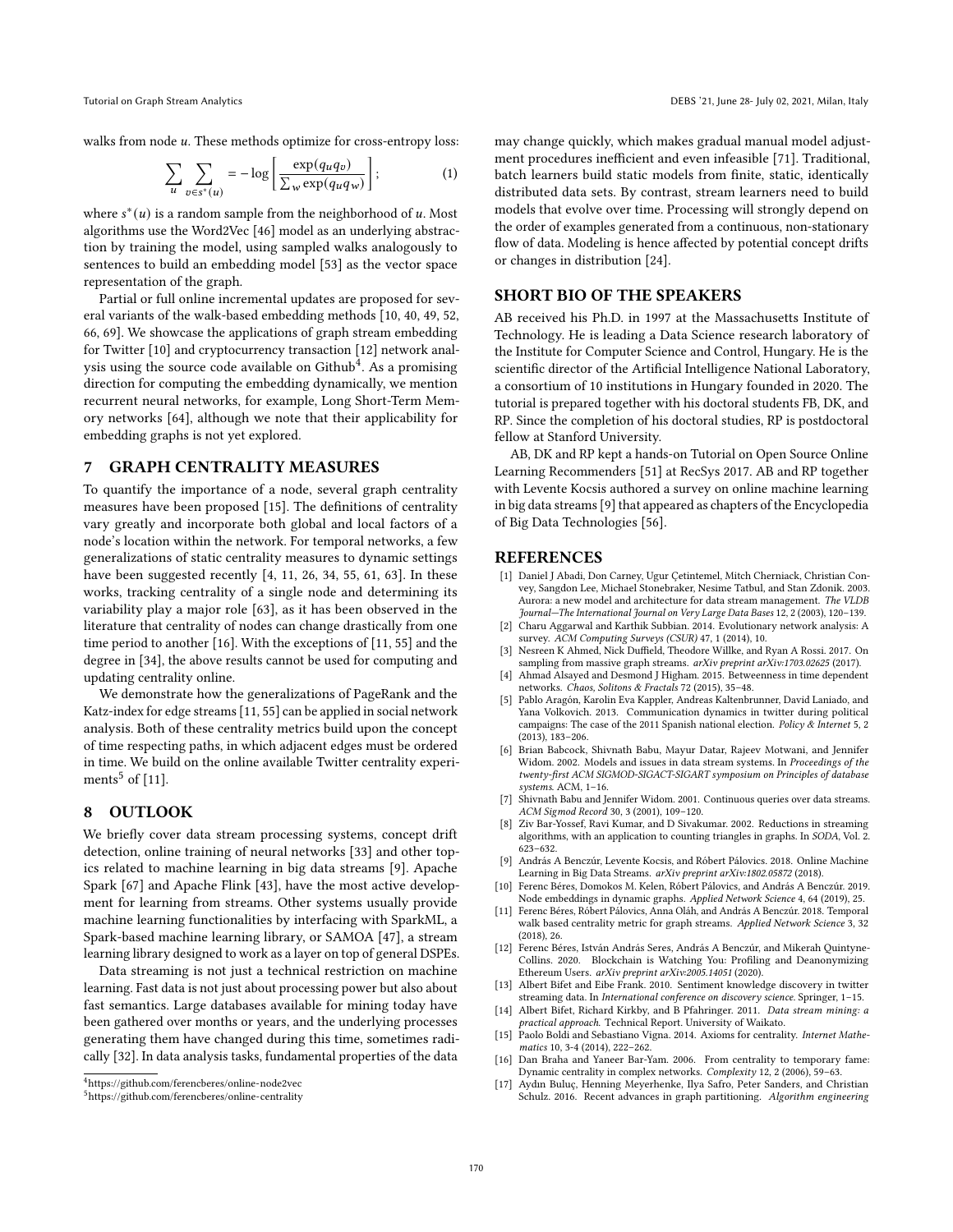walks from node $u$. These methods optimize for cross-entropy loss:

$$\sum_{u} \sum_{v \in s^*(u)} = -\log \left[ \frac{\exp(q_u q_v)}{\sum_w \exp(q_u q_w)} \right]; \tag{1}$$

where $s^*(u)$ is a random sample from the neighborhood of $u$. Most algorithms use the Word2Vec [46] model as an underlying abstraction by training the model, using sampled walks analogously to sentences to build an embedding model [53] as the vector space representation of the graph.

Partial or full online incremental updates are proposed for several variants of the walk-based embedding methods [10, 40, 49, 52, 66, 69]. We showcase the applications of graph stream embedding for Twitter [10] and cryptocurrency transaction [12] network analysis using the source code available on Github[4]. As a promising direction for computing the embedding dynamically, we mention recurrent neural networks, for example, Long Short-Term Memory networks [64], although we note that their applicability for embedding graphs is not yet explored.

## 7 GRAPH CENTRALITY MEASURES

To quantify the importance of a node, several graph centrality measures have been proposed [15]. The definitions of centrality vary greatly and incorporate both global and local factors of a node's location within the network. For temporal networks, a few generalizations of static centrality measures to dynamic settings have been suggested recently [4, 11, 26, 34, 55, 61, 63]. In these works, tracking centrality of a single node and determining its variability play a major role [63], as it has been observed in the literature that centrality of nodes can change drastically from one time period to another [16]. With the exceptions of [11, 55] and the degree in [34], the above results cannot be used for computing and updating centrality online.

We demonstrate how the generalizations of PageRank and the Katz-index for edge streams [11, 55] can be applied in social network analysis. Both of these centrality metrics build upon the concept of time respecting paths, in which adjacent edges must be ordered in time. We build on the online available Twitter centrality experiments[5] of [11].

## 8 OUTLOOK

We briefly cover data stream processing systems, concept drift detection, online training of neural networks [33] and other topics related to machine learning in big data streams [9]. Apache Spark [67] and Apache Flink [43], have the most active development for learning from streams. Other systems usually provide machine learning functionalities by interfacing with SparkML, a Spark-based machine learning library, or SAMOA [47], a stream learning library designed to work as a layer on top of general DSPEs.

Data streaming is not just a technical restriction on machine learning. Fast data is not just about processing power but also about fast semantics. Large databases available for mining today have been gathered over months or years, and the underlying processes generating them have changed during this time, sometimes radically [32]. In data analysis tasks, fundamental properties of the data may change quickly, which makes gradual manual model adjustment procedures inefficient and even infeasible [71]. Traditional, batch learners build static models from finite, static, identically distributed data sets. By contrast, stream learners need to build models that evolve over time. Processing will strongly depend on the order of examples generated from a continuous, non-stationary flow of data. Modeling is hence affected by potential concept drifts or changes in distribution [24].

## SHORT BIO OF THE SPEAKERS

AB received his Ph.D. in 1997 at the Massachusetts Institute of Technology. He is leading a Data Science research laboratory of the Institute for Computer Science and Control, Hungary. He is the scientific director of the Artificial Intelligence National Laboratory, a consortium of 10 institutions in Hungary founded in 2020. The tutorial is prepared together with his doctoral students FB, DK, and RP. Since the completion of his doctoral studies, RP is postdoctoral fellow at Stanford University.

AB, DK and RP kept a hands-on Tutorial on Open Source Online Learning Recommenders [51] at RecSys 2017. AB and RP together with Levente Kocsis authored a survey on online machine learning in big data streams [9] that appeared as chapters of the Encyclopedia of Big Data Technologies [56].

## REFERENCES

- [1] Daniel J Abadi, Don Carney, Ugur Çetintemel, Mitch Cherniack, Christian Convey, Sangdon Lee, Michael Stonebraker, Nesime Tatbul, and Stan Zdonik. 2003. Aurora: a new model and architecture for data stream management. *The VLDB Journal—The International Journal on Very Large Data Bases* 12, 2 (2003), 120–139.
- [2] Charu Aggarwal and Karthik Subbian. 2014. Evolutionary network analysis: A survey. *ACM Computing Surveys (CSUR)* 47, 1 (2014), 10.
- [3] Nesreen K Ahmed, Nick Duffield, Theodore Willke, and Ryan A Rossi. 2017. On sampling from massive graph streams. *arXiv preprint arXiv:1703.02625* (2017).
- [4] Ahmad Alsayed and Desmond J Higham. 2015. Betweenness in time dependent networks. *Chaos, Solitons & Fractals* 72 (2015), 35–48.
- [5] Pablo Aragón, Karolin Eva Kappler, Andreas Kaltenbrunner, David Laniado, and Yana Volkovich. 2013. Communication dynamics in twitter during political campaigns: The case of the 2011 Spanish national election. *Policy & Internet* 5, 2 (2013), 183–206.
- [6] Brian Babcock, Shivnath Babu, Mayur Datar, Rajeev Motwani, and Jennifer Widom. 2002. Models and issues in data stream systems. In *Proceedings of the twenty-first ACM SIGMOD-SIGACT-SIGART symposium on Principles of database systems*. ACM, 1–16.
- [7] Shivnath Babu and Jennifer Widom. 2001. Continuous queries over data streams. *ACM Sigmod Record* 30, 3 (2001), 109–120.
- [8] Ziv Bar-Yossef, Ravi Kumar, and D Sivakumar. 2002. Reductions in streaming algorithms, with an application to counting triangles in graphs. In *SODA*, Vol. 2. 623–632.
- [9] András A Benczúr, Levente Kocsis, and Róbert Pálovics. 2018. Online Machine Learning in Big Data Streams. *arXiv preprint arXiv:1802.05872* (2018).
- [10] Ferenc Béres, Domokos M. Kelen, Róbert Pálovics, and András A Benczúr. 2019. Node embeddings in dynamic graphs. *Applied Network Science* 4, 64 (2019), 25.
- [11] Ferenc Béres, Róbert Pálovics, Anna Oláh, and András A Benczúr. 2018. Temporal walk based centrality metric for graph streams. *Applied Network Science* 3, 32 (2018), 26.
- [12] Ferenc Béres, István András Seres, András A Benczúr, and Mikerah Quintyne-Collins. 2020. Blockchain is Watching You: Profiling and Deanonymizing Ethereum Users. *arXiv preprint arXiv:2005.14051* (2020).
- [13] Albert Bifet and Eibe Frank. 2010. Sentiment knowledge discovery in twitter streaming data. In *International conference on discovery science*. Springer, 1–15.
- [14] Albert Bifet, Richard Kirkby, and B Pfahringer. 2011. *Data stream mining: a practical approach*. Technical Report. University of Waikato.
- [15] Paolo Boldi and Sebastiano Vigna. 2014. Axioms for centrality. *Internet Mathematics* 10, 3-4 (2014), 222–262.
- [16] Dan Braha and Yaneer Bar-Yam. 2006. From centrality to temporary fame: Dynamic centrality in complex networks. *Complexity* 12, 2 (2006), 59–63.
- [17] Aydın Buluç, Henning Meyerhenke, Ilya Safro, Peter Sanders, and Christian Schulz. 2016. Recent advances in graph partitioning. *Algorithm engineering*

[4] https://github.com/ferencberes/online-node2vec

[5] https://github.com/ferencberes/online-centrality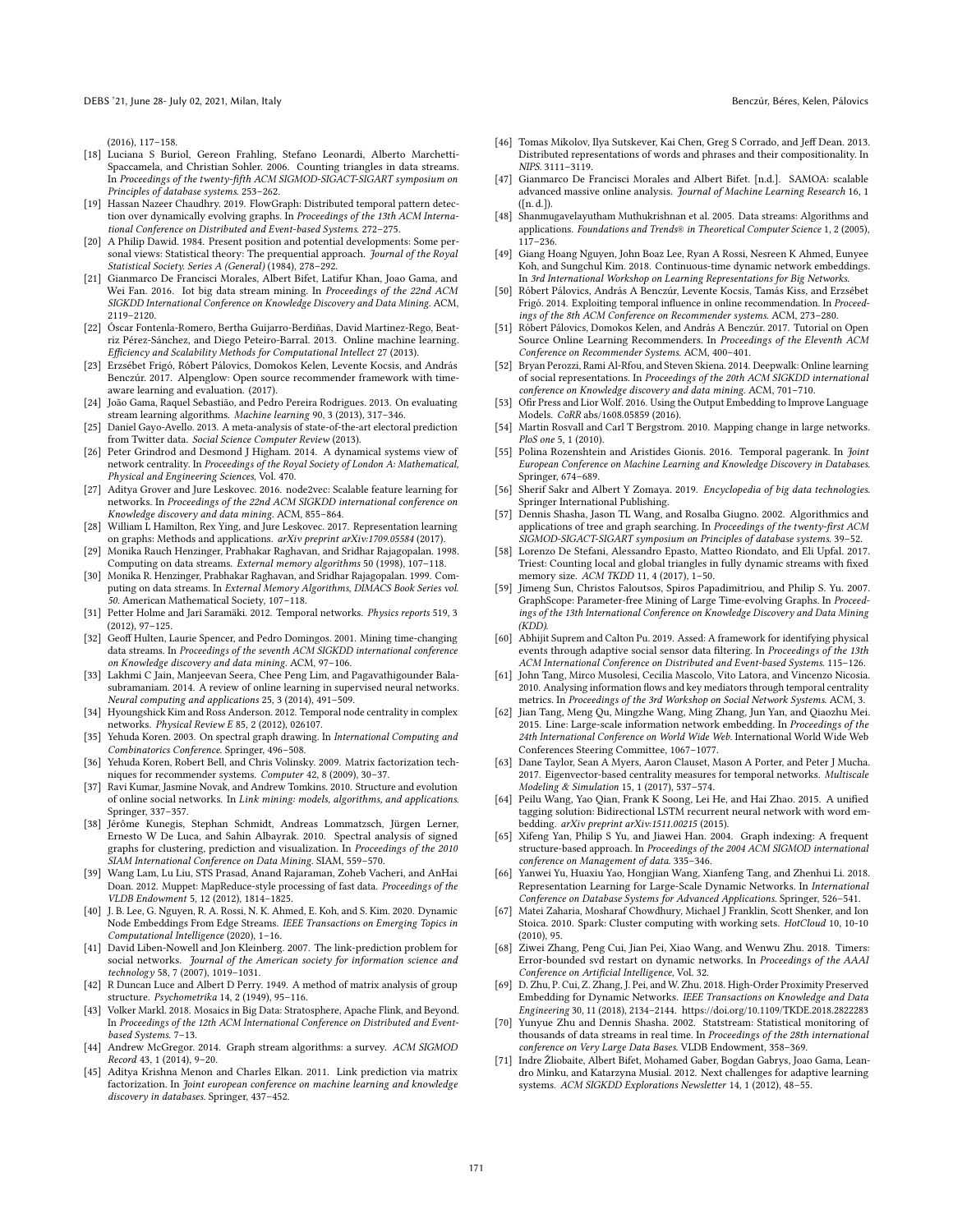(2016), 117–158.

- [18] Luciana S Buriol, Gereon Frahling, Stefano Leonardi, Alberto Marchetti-Spaccamela, and Christian Sohler. 2006. Counting triangles in data streams. In *Proceedings of the twenty-fifth ACM SIGMOD-SIGACT-SIGART symposium on Principles of database systems*. 253–262.
- [19] Hassan Nazeer Chaudhry. 2019. FlowGraph: Distributed temporal pattern detection over dynamically evolving graphs. In *Proceedings of the 13th ACM International Conference on Distributed and Event-based Systems*. 272–275.
- [20] A Philip Dawid. 1984. Present position and potential developments: Some personal views: Statistical theory: The prequential approach. *Journal of the Royal Statistical Society. Series A (General)* (1984), 278–292.
- [21] Gianmarco De Francisci Morales, Albert Bifet, Latifur Khan, Joao Gama, and Wei Fan. 2016. Iot big data stream mining. In *Proceedings of the 22nd ACM SIGKDD International Conference on Knowledge Discovery and Data Mining*. ACM, 2119–2120.
- [22] Óscar Fontenla-Romero, Bertha Guijarro-Berdiñas, David Martinez-Rego, Beatriz Pérez-Sánchez, and Diego Peteiro-Barral. 2013. Online machine learning. *Efficiency and Scalability Methods for Computational Intellect* 27 (2013).
- [23] Erzsébet Frigó, Róbert Pálovics, Domokos Kelen, Levente Kocsis, and András Benczúr. 2017. Alpenglow: Open source recommender framework with time-aware learning and evaluation. (2017).
- [24] João Gama, Raquel Sebastião, and Pedro Pereira Rodrigues. 2013. On evaluating stream learning algorithms. *Machine learning* 90, 3 (2013), 317–346.
- [25] Daniel Gayo-Avello. 2013. A meta-analysis of state-of-the-art electoral prediction from Twitter data. *Social Science Computer Review* (2013).
- [26] Peter Grindrod and Desmond J Higham. 2014. A dynamical systems view of network centrality. In *Proceedings of the Royal Society of London A: Mathematical, Physical and Engineering Sciences*, Vol. 470.
- [27] Aditya Grover and Jure Leskovec. 2016. node2vec: Scalable feature learning for networks. In *Proceedings of the 22nd ACM SIGKDD international conference on Knowledge discovery and data mining*. ACM, 855–864.
- [28] William L Hamilton, Rex Ying, and Jure Leskovec. 2017. Representation learning on graphs: Methods and applications. *arXiv preprint arXiv:1709.05584* (2017).
- [29] Monika Rauch Henzinger, Prabhakar Raghavan, and Sridhar Rajagopalan. 1998. Computing on data streams. *External memory algorithms* 50 (1998), 107–118.
- [30] Monika R. Henzinger, Prabhakar Raghavan, and Sridhar Rajagopalan. 1999. Computing on data streams. In *External Memory Algorithms, DIMACS Book Series vol. 50*. American Mathematical Society, 107–118.
- [31] Petter Holme and Jari Saramäki. 2012. Temporal networks. *Physics reports* 519, 3 (2012), 97–125.
- [32] Geoff Hulten, Laurie Spencer, and Pedro Domingos. 2001. Mining time-changing data streams. In *Proceedings of the seventh ACM SIGKDD international conference on Knowledge discovery and data mining*. ACM, 97–106.
- [33] Lakhmi C Jain, Manjeevan Seera, Chee Peng Lim, and Pagavathigounder Balasubramaniam. 2014. A review of online learning in supervised neural networks. *Neural computing and applications* 25, 3 (2014), 491–509.
- [34] Hyoungshick Kim and Ross Anderson. 2012. Temporal node centrality in complex networks. *Physical Review E* 85, 2 (2012), 026107.
- [35] Yehuda Koren. 2003. On spectral graph drawing. In *International Computing and Combinatorics Conference*. Springer, 496–508.
- [36] Yehuda Koren, Robert Bell, and Chris Volinsky. 2009. Matrix factorization techniques for recommender systems. *Computer* 42, 8 (2009), 30–37.
- [37] Ravi Kumar, Jasmine Novak, and Andrew Tomkins. 2010. Structure and evolution of online social networks. In *Link mining: models, algorithms, and applications*. Springer, 337–357.
- [38] Jérôme Kunegis, Stephan Schmidt, Andreas Lommatzsch, Jürgen Lerner, Ernesto W De Luca, and Sahin Albayrak. 2010. Spectral analysis of signed graphs for clustering, prediction and visualization. In *Proceedings of the 2010 SIAM International Conference on Data Mining*. SIAM, 559–570.
- [39] Wang Lam, Lu Liu, STS Prasad, Anand Rajaraman, Zoheb Vacheri, and AnHai Doan. 2012. Muppet: MapReduce-style processing of fast data. *Proceedings of the VLDB Endowment* 5, 12 (2012), 1814–1825.
- [40] J. B. Lee, G. Nguyen, R. A. Rossi, N. K. Ahmed, E. Koh, and S. Kim. 2020. Dynamic Node Embeddings From Edge Streams. *IEEE Transactions on Emerging Topics in Computational Intelligence* (2020), 1–16.
- [41] David Liben-Nowell and Jon Kleinberg. 2007. The link-prediction problem for social networks. *Journal of the American society for information science and technology* 58, 7 (2007), 1019–1031.
- [42] R Duncan Luce and Albert D Perry. 1949. A method of matrix analysis of group structure. *Psychometrika* 14, 2 (1949), 95–116.
- [43] Volker Markl. 2018. Mosaics in Big Data: Stratosphere, Apache Flink, and Beyond. In *Proceedings of the 12th ACM International Conference on Distributed and Event-based Systems*. 7–13.
- [44] Andrew McGregor. 2014. Graph stream algorithms: a survey. *ACM SIGMOD Record* 43, 1 (2014), 9–20.
- [45] Aditya Krishna Menon and Charles Elkan. 2011. Link prediction via matrix factorization. In *Joint european conference on machine learning and knowledge discovery in databases*. Springer, 437–452.
- [46] Tomas Mikolov, Ilya Sutskever, Kai Chen, Greg S Corrado, and Jeff Dean. 2013. Distributed representations of words and phrases and their compositionality. In *NIPS*. 3111–3119.
- [47] Gianmarco De Francisci Morales and Albert Bifet. [n.d.]. SAMOA: scalable advanced massive online analysis. *Journal of Machine Learning Research* 16, 1 ([n. d.]).
- [48] Shanmugavelayutham Muthukrishnan et al. 2005. Data streams: Algorithms and applications. *Foundations and Trends® in Theoretical Computer Science* 1, 2 (2005), 117–236.
- [49] Giang Hoang Nguyen, John Boaz Lee, Ryan A Rossi, Nesreen K Ahmed, Eunyee Koh, and Sungchul Kim. 2018. Continuous-time dynamic network embeddings. In *3rd International Workshop on Learning Representations for Big Networks*.
- [50] Róbert Pálovics, András A Benczúr, Levente Kocsis, Tamás Kiss, and Erzsébet Frigó. 2014. Exploiting temporal influence in online recommendation. In *Proceedings of the 8th ACM Conference on Recommender systems*. ACM, 273–280.
- [51] Róbert Pálovics, Domokos Kelen, and András A Benczúr. 2017. Tutorial on Open Source Online Learning Recommenders. In *Proceedings of the Eleventh ACM Conference on Recommender Systems*. ACM, 400–401.
- [52] Bryan Perozzi, Rami Al-Rfou, and Steven Skiena. 2014. Deepwalk: Online learning of social representations. In *Proceedings of the 20th ACM SIGKDD international conference on Knowledge discovery and data mining*. ACM, 701–710.
- [53] Ofir Press and Lior Wolf. 2016. Using the Output Embedding to Improve Language Models. *CoRR* abs/1608.05859 (2016).
- [54] Martin Rosvall and Carl T Bergstrom. 2010. Mapping change in large networks. *PloS one* 5, 1 (2010).
- [55] Polina Rozenshtein and Aristides Gionis. 2016. Temporal pagerank. In *Joint European Conference on Machine Learning and Knowledge Discovery in Databases*. Springer, 674–689.
- [56] Sherif Sakr and Albert Y Zomaya. 2019. *Encyclopedia of big data technologies*. Springer International Publishing.
- [57] Dennis Shasha, Jason TL Wang, and Rosalba Giugno. 2002. Algorithmics and applications of tree and graph searching. In *Proceedings of the twenty-first ACM SIGMOD-SIGACT-SIGART symposium on Principles of database systems*. 39–52.
- [58] Lorenzo De Stefani, Alessandro Epasto, Matteo Riondato, and Eli Upfal. 2017. Triest: Counting local and global triangles in fully dynamic streams with fixed memory size. *ACM TKDD* 11, 4 (2017), 1–50.
- [59] Jimeng Sun, Christos Faloutsos, Spiros Papadimitriou, and Philip S. Yu. 2007. GraphScope: Parameter-free Mining of Large Time-evolving Graphs. In *Proceedings of the 13th International Conference on Knowledge Discovery and Data Mining (KDD)*.
- [60] Abhijit Suprem and Calton Pu. 2019. Assed: A framework for identifying physical events through adaptive social sensor data filtering. In *Proceedings of the 13th ACM International Conference on Distributed and Event-based Systems*. 115–126.
- [61] John Tang, Mirco Musolesi, Cecilia Mascolo, Vito Latora, and Vincenzo Nicosia. 2010. Analysing information flows and key mediators through temporal centrality metrics. In *Proceedings of the 3rd Workshop on Social Network Systems*. ACM, 3.
- [62] Jian Tang, Meng Qu, Mingzhe Wang, Ming Zhang, Jun Yan, and Qiaozhu Mei. 2015. Line: Large-scale information network embedding. In *Proceedings of the 24th International Conference on World Wide Web*. International World Wide Web Conferences Steering Committee, 1067–1077.
- [63] Dane Taylor, Sean A Myers, Aaron Clauset, Mason A Porter, and Peter J Mucha. 2017. Eigenvector-based centrality measures for temporal networks. *Multiscale Modeling & Simulation* 15, 1 (2017), 537–574.
- [64] Peilu Wang, Yao Qian, Frank K Soong, Lei He, and Hai Zhao. 2015. A unified tagging solution: Bidirectional LSTM recurrent neural network with word embedding. *arXiv preprint arXiv:1511.00215* (2015).
- [65] Xifeng Yan, Philip S Yu, and Jiawei Han. 2004. Graph indexing: A frequent structure-based approach. In *Proceedings of the 2004 ACM SIGMOD international conference on Management of data*. 335–346.
- [66] Yanwei Yu, Huaxiu Yao, Hongjian Wang, Xianfeng Tang, and Zhenhui Li. 2018. Representation Learning for Large-Scale Dynamic Networks. In *International Conference on Database Systems for Advanced Applications*. Springer, 526–541.
- [67] Matei Zaharia, Mosharaf Chowdhury, Michael J Franklin, Scott Shenker, and Ion Stoica. 2010. Spark: Cluster computing with working sets. *HotCloud* 10, 10-10 (2010), 95.
- [68] Ziwei Zhang, Peng Cui, Jian Pei, Xiao Wang, and Wenwu Zhu. 2018. Timers: Error-bounded svd restart on dynamic networks. In *Proceedings of the AAAI Conference on Artificial Intelligence*, Vol. 32.
- [69] D. Zhu, P. Cui, Z. Zhang, J. Pei, and W. Zhu. 2018. High-Order Proximity Preserved Embedding for Dynamic Networks. *IEEE Transactions on Knowledge and Data Engineering* 30, 11 (2018), 2134–2144. https://doi.org/10.1109/TKDE.2018.2822283
- [70] Yunyue Zhu and Dennis Shasha. 2002. Statstream: Statistical monitoring of thousands of data streams in real time. In *Proceedings of the 28th international conference on Very Large Data Bases*. VLDB Endowment, 358–369.
- [71] Indre Žliobaite, Albert Bifet, Mohamed Gaber, Bogdan Gabrys, Joao Gama, Leandro Minku, and Katarzyna Musial. 2012. Next challenges for adaptive learning systems. *ACM SIGKDD Explorations Newsletter* 14, 1 (2012), 48–55.